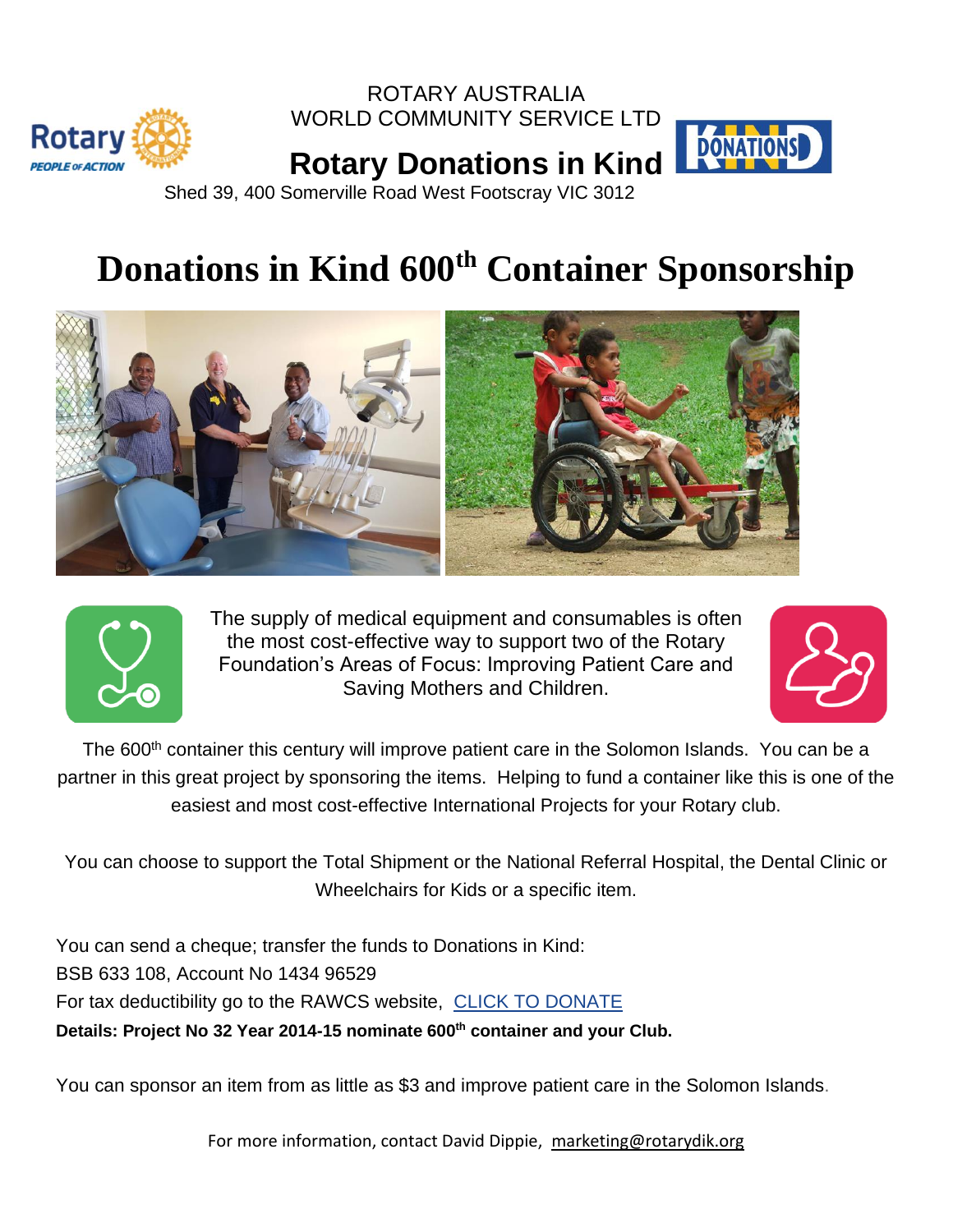ROTARY AUSTRALIA
WORLD COMMUNITY SERVICE LTD

**Rotary Donations in Kind**

Shed 39, 400 Somerville Road West Footscray VIC 3012

# Donations in Kind 600th Container Sponsorship

The supply of medical equipment and consumables is often the most cost-effective way to support two of the Rotary Foundation's Areas of Focus: Improving Patient Care and Saving Mothers and Children.

The 600th container this century will improve patient care in the Solomon Islands. You can be a partner in this great project by sponsoring the items. Helping to fund a container like this is one of the easiest and most cost-effective International Projects for your Rotary club.

You can choose to support the Total Shipment or the National Referral Hospital, the Dental Clinic or Wheelchairs for Kids or a specific item.

You can send a cheque; transfer the funds to Donations in Kind:
BSB 633 108, Account No 1434 96529
For tax deductibility go to the RAWCS website, CLICK TO DONATE
**Details: Project No 32 Year 2014-15 nominate 600th container and your Club.**

You can sponsor an item from as little as $3 and improve patient care in the Solomon Islands.

For more information, contact David Dippie, marketing@rotarydik.org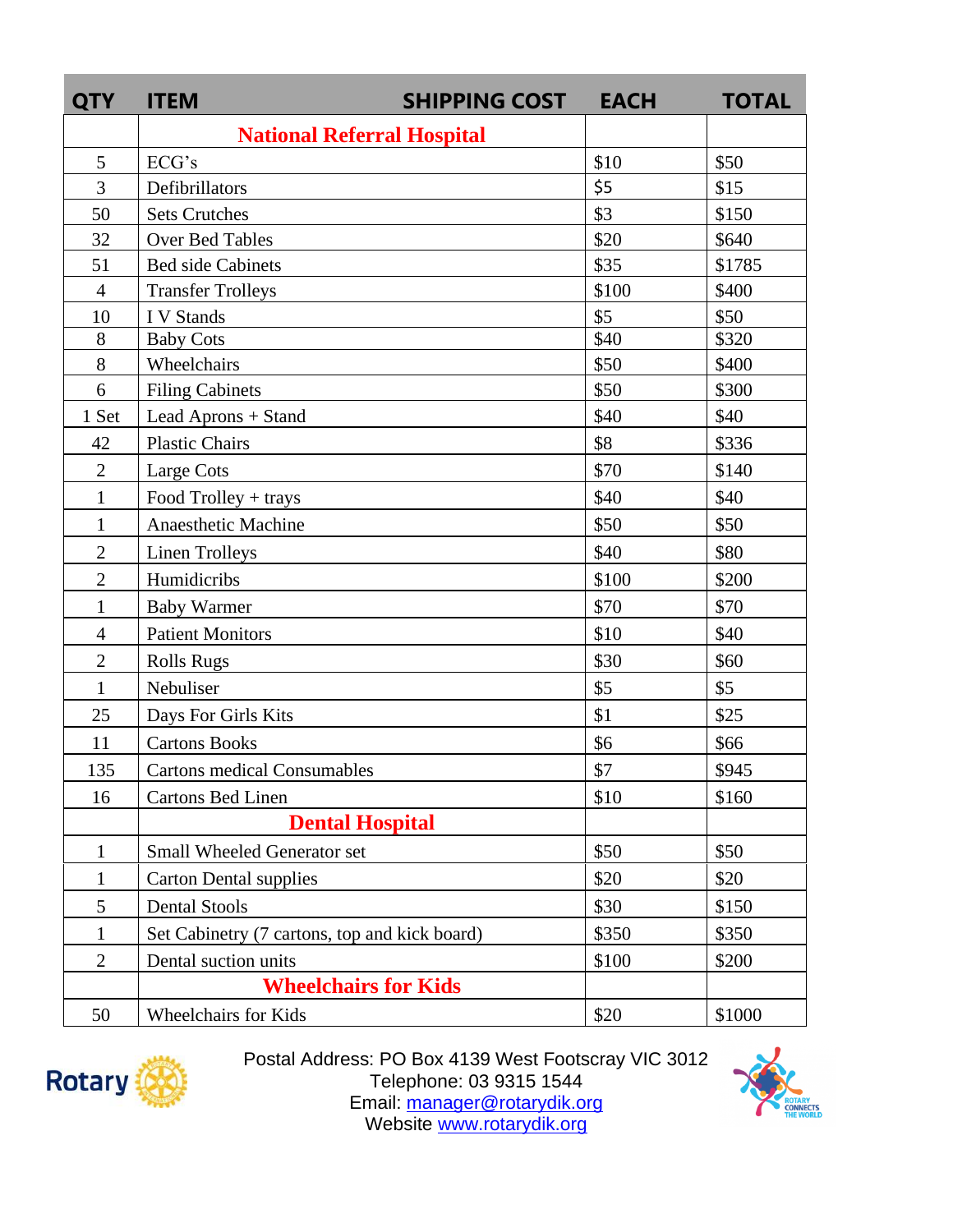| QTY | ITEM | SHIPPING COST EACH | TOTAL |
|---|---|---|---|
| | **National Referral Hospital** | | |
| 5 | ECG's | $10 | $50 |
| 3 | Defibrillators | $5 | $15 |
| 50 | Sets Crutches | $3 | $150 |
| 32 | Over Bed Tables | $20 | $640 |
| 51 | Bed side Cabinets | $35 | $1785 |
| 4 | Transfer Trolleys | $100 | $400 |
| 10 | I V Stands | $5 | $50 |
| 8 | Baby Cots | $40 | $320 |
| 8 | Wheelchairs | $50 | $400 |
| 6 | Filing Cabinets | $50 | $300 |
| 1 Set | Lead Aprons + Stand | $40 | $40 |
| 42 | Plastic Chairs | $8 | $336 |
| 2 | Large Cots | $70 | $140 |
| 1 | Food Trolley + trays | $40 | $40 |
| 1 | Anaesthetic Machine | $50 | $50 |
| 2 | Linen Trolleys | $40 | $80 |
| 2 | Humidicribs | $100 | $200 |
| 1 | Baby Warmer | $70 | $70 |
| 4 | Patient Monitors | $10 | $40 |
| 2 | Rolls Rugs | $30 | $60 |
| 1 | Nebuliser | $5 | $5 |
| 25 | Days For Girls Kits | $1 | $25 |
| 11 | Cartons Books | $6 | $66 |
| 135 | Cartons medical Consumables | $7 | $945 |
| 16 | Cartons Bed Linen | $10 | $160 |
| | **Dental Hospital** | | |
| 1 | Small Wheeled Generator set | $50 | $50 |
| 1 | Carton Dental supplies | $20 | $20 |
| 5 | Dental Stools | $30 | $150 |
| 1 | Set Cabinetry (7 cartons, top and kick board) | $350 | $350 |
| 2 | Dental suction units | $100 | $200 |
| | **Wheelchairs for Kids** | | |
| 50 | Wheelchairs for Kids | $20 | $1000 |

Postal Address: PO Box 4139 West Footscray VIC 3012
Telephone: 03 9315 1544
Email: manager@rotarydik.org
Website www.rotarydik.org